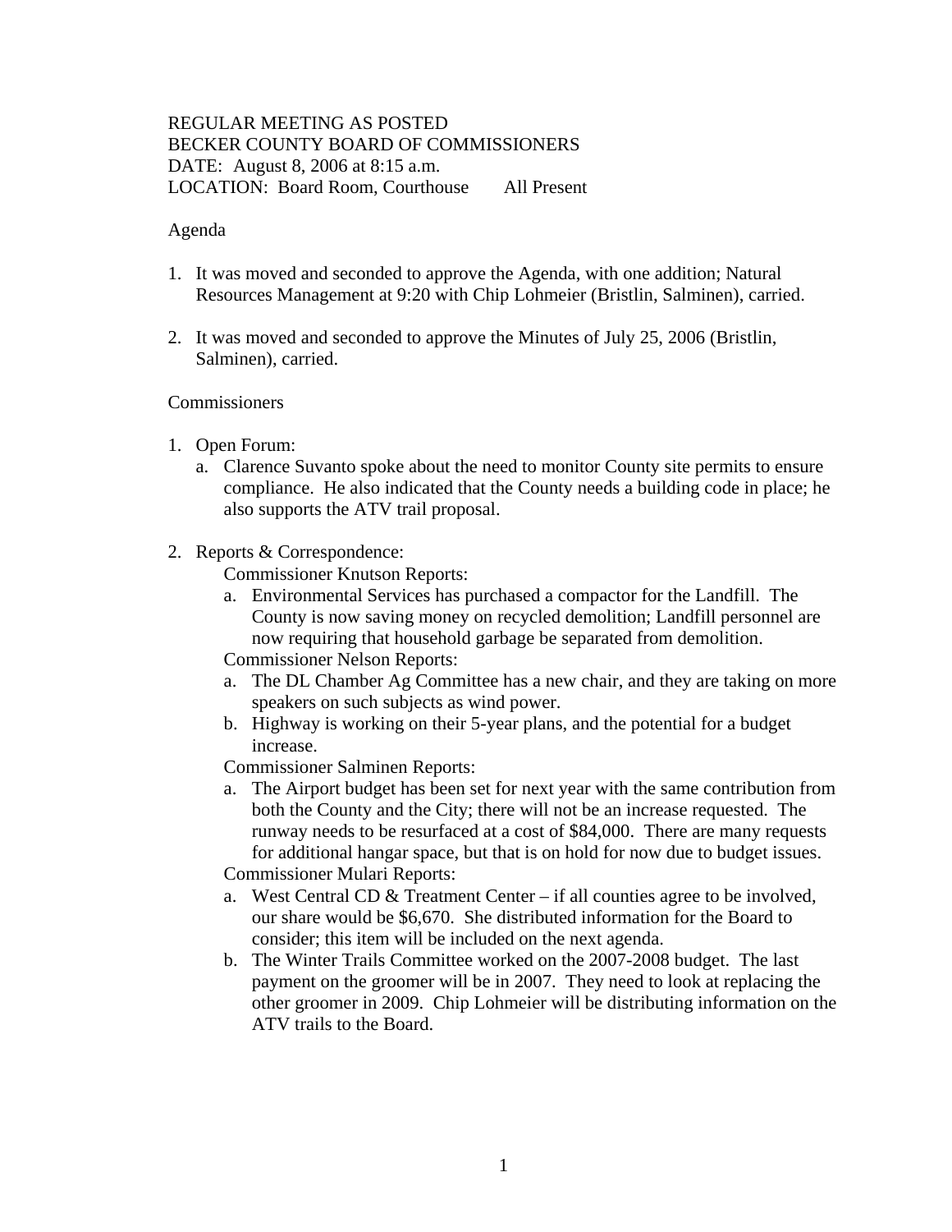REGULAR MEETING AS POSTED
BECKER COUNTY BOARD OF COMMISSIONERS
DATE: August 8, 2006 at 8:15 a.m.
LOCATION: Board Room, Courthouse All Present

Agenda

1. It was moved and seconded to approve the Agenda, with one addition; Natural Resources Management at 9:20 with Chip Lohmeier (Bristlin, Salminen), carried.

2. It was moved and seconded to approve the Minutes of July 25, 2006 (Bristlin, Salminen), carried.

Commissioners

1. Open Forum:
   a. Clarence Suvanto spoke about the need to monitor County site permits to ensure compliance. He also indicated that the County needs a building code in place; he also supports the ATV trail proposal.

2. Reports & Correspondence:

   Commissioner Knutson Reports:
   a. Environmental Services has purchased a compactor for the Landfill. The County is now saving money on recycled demolition; Landfill personnel are now requiring that household garbage be separated from demolition.

   Commissioner Nelson Reports:
   a. The DL Chamber Ag Committee has a new chair, and they are taking on more speakers on such subjects as wind power.
   b. Highway is working on their 5-year plans, and the potential for a budget increase.

   Commissioner Salminen Reports:
   a. The Airport budget has been set for next year with the same contribution from both the County and the City; there will not be an increase requested. The runway needs to be resurfaced at a cost of $84,000. There are many requests for additional hangar space, but that is on hold for now due to budget issues.

   Commissioner Mulari Reports:
   a. West Central CD & Treatment Center – if all counties agree to be involved, our share would be $6,670. She distributed information for the Board to consider; this item will be included on the next agenda.
   b. The Winter Trails Committee worked on the 2007-2008 budget. The last payment on the groomer will be in 2007. They need to look at replacing the other groomer in 2009. Chip Lohmeier will be distributing information on the ATV trails to the Board.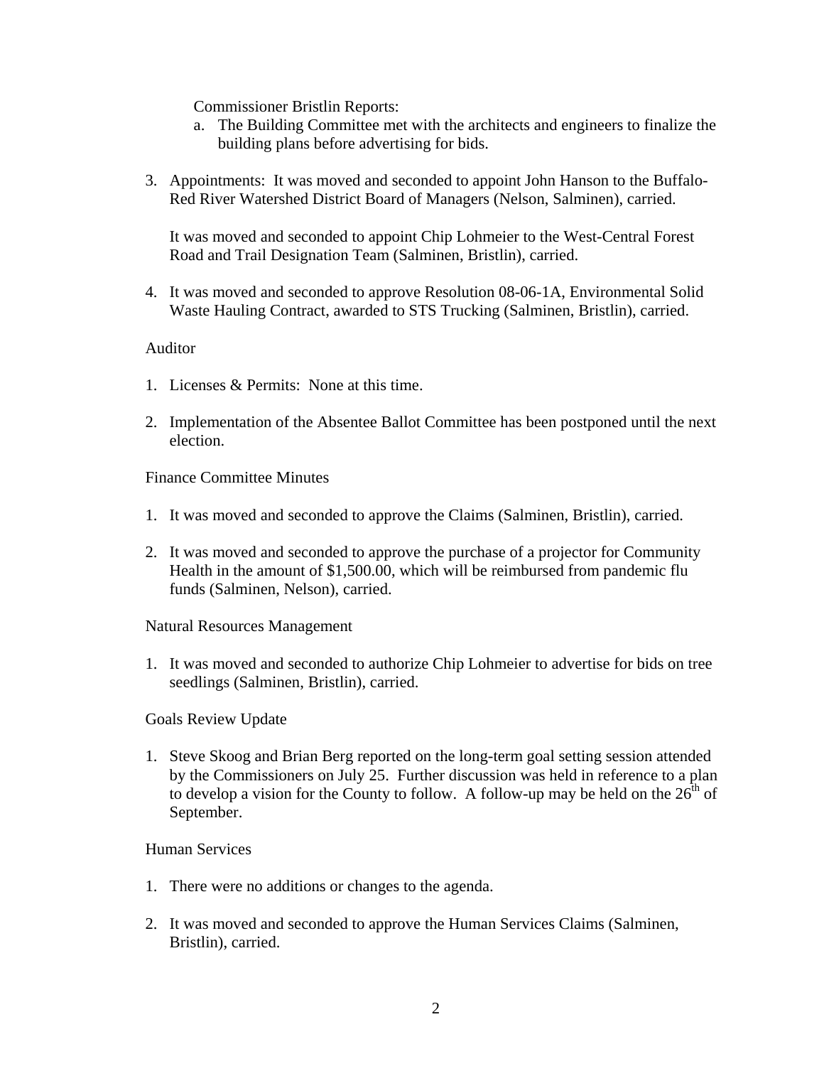Commissioner Bristlin Reports:

a. The Building Committee met with the architects and engineers to finalize the building plans before advertising for bids.

3. Appointments: It was moved and seconded to appoint John Hanson to the Buffalo-Red River Watershed District Board of Managers (Nelson, Salminen), carried.

   It was moved and seconded to appoint Chip Lohmeier to the West-Central Forest Road and Trail Designation Team (Salminen, Bristlin), carried.

4. It was moved and seconded to approve Resolution 08-06-1A, Environmental Solid Waste Hauling Contract, awarded to STS Trucking (Salminen, Bristlin), carried.

Auditor

1. Licenses & Permits: None at this time.

2. Implementation of the Absentee Ballot Committee has been postponed until the next election.

Finance Committee Minutes

1. It was moved and seconded to approve the Claims (Salminen, Bristlin), carried.

2. It was moved and seconded to approve the purchase of a projector for Community Health in the amount of $1,500.00, which will be reimbursed from pandemic flu funds (Salminen, Nelson), carried.

Natural Resources Management

1. It was moved and seconded to authorize Chip Lohmeier to advertise for bids on tree seedlings (Salminen, Bristlin), carried.

Goals Review Update

1. Steve Skoog and Brian Berg reported on the long-term goal setting session attended by the Commissioners on July 25. Further discussion was held in reference to a plan to develop a vision for the County to follow. A follow-up may be held on the 26th of September.

Human Services

1. There were no additions or changes to the agenda.

2. It was moved and seconded to approve the Human Services Claims (Salminen, Bristlin), carried.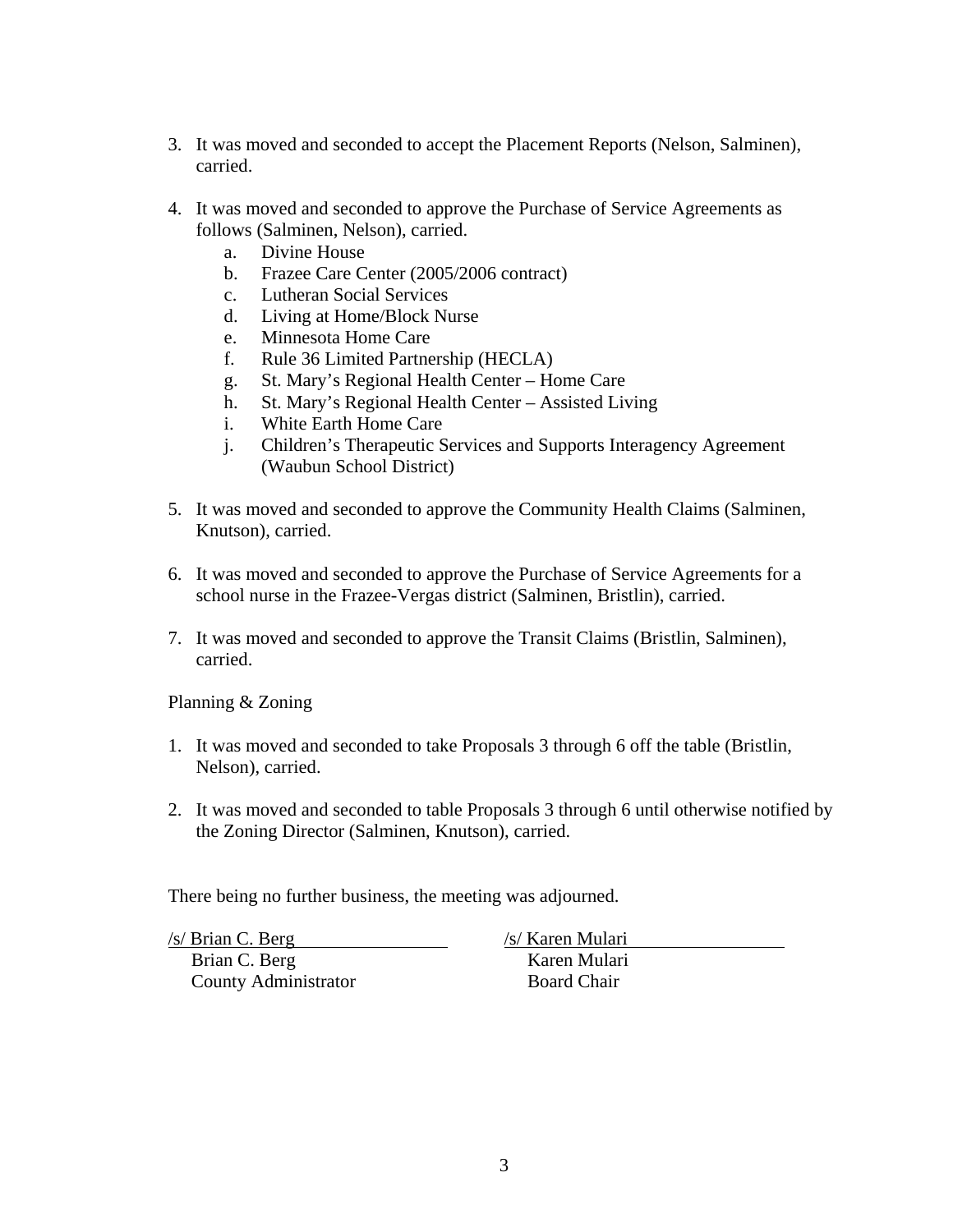3. It was moved and seconded to accept the Placement Reports (Nelson, Salminen), carried.

4. It was moved and seconded to approve the Purchase of Service Agreements as follows (Salminen, Nelson), carried.
   a. Divine House
   b. Frazee Care Center (2005/2006 contract)
   c. Lutheran Social Services
   d. Living at Home/Block Nurse
   e. Minnesota Home Care
   f. Rule 36 Limited Partnership (HECLA)
   g. St. Mary's Regional Health Center – Home Care
   h. St. Mary's Regional Health Center – Assisted Living
   i. White Earth Home Care
   j. Children's Therapeutic Services and Supports Interagency Agreement (Waubun School District)

5. It was moved and seconded to approve the Community Health Claims (Salminen, Knutson), carried.

6. It was moved and seconded to approve the Purchase of Service Agreements for a school nurse in the Frazee-Vergas district (Salminen, Bristlin), carried.

7. It was moved and seconded to approve the Transit Claims (Bristlin, Salminen), carried.

Planning & Zoning

1. It was moved and seconded to take Proposals 3 through 6 off the table (Bristlin, Nelson), carried.

2. It was moved and seconded to table Proposals 3 through 6 until otherwise notified by the Zoning Director (Salminen, Knutson), carried.

There being no further business, the meeting was adjourned.

/s/ Brian C. Berg
Brian C. Berg
County Administrator

/s/ Karen Mulari
Karen Mulari
Board Chair